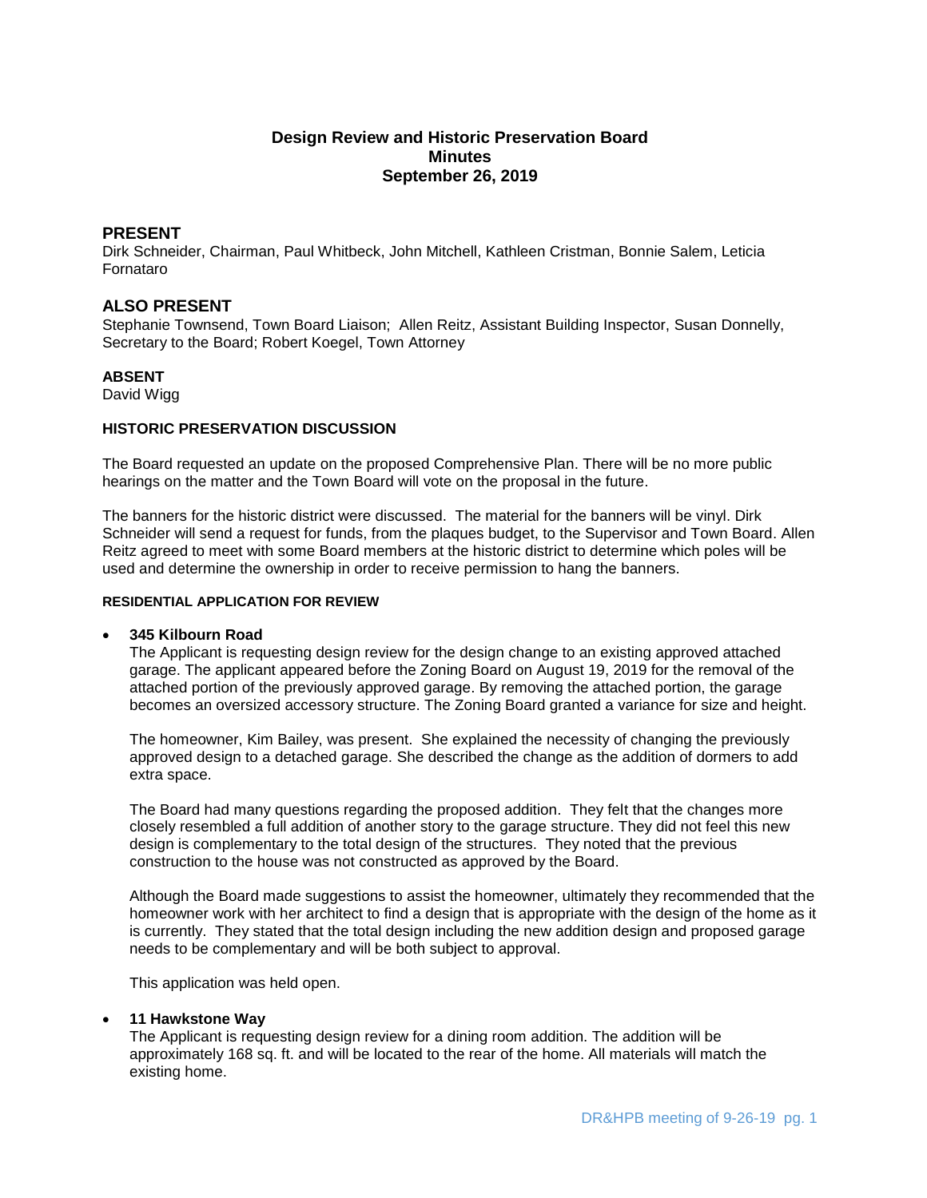# Design Review and Historic Preservation Board
## Minutes
## September 26, 2019

## PRESENT

Dirk Schneider, Chairman, Paul Whitbeck, John Mitchell, Kathleen Cristman, Bonnie Salem, Leticia Fornataro

## ALSO PRESENT

Stephanie Townsend, Town Board Liaison; Allen Reitz, Assistant Building Inspector, Susan Donnelly, Secretary to the Board; Robert Koegel, Town Attorney

**ABSENT**

David Wigg

**HISTORIC PRESERVATION DISCUSSION**

The Board requested an update on the proposed Comprehensive Plan. There will be no more public hearings on the matter and the Town Board will vote on the proposal in the future.

The banners for the historic district were discussed. The material for the banners will be vinyl. Dirk Schneider will send a request for funds, from the plaques budget, to the Supervisor and Town Board. Allen Reitz agreed to meet with some Board members at the historic district to determine which poles will be used and determine the ownership in order to receive permission to hang the banners.

**RESIDENTIAL APPLICATION FOR REVIEW**

- **345 Kilbourn Road**

  The Applicant is requesting design review for the design change to an existing approved attached garage. The applicant appeared before the Zoning Board on August 19, 2019 for the removal of the attached portion of the previously approved garage. By removing the attached portion, the garage becomes an oversized accessory structure. The Zoning Board granted a variance for size and height.

  The homeowner, Kim Bailey, was present. She explained the necessity of changing the previously approved design to a detached garage. She described the change as the addition of dormers to add extra space.

  The Board had many questions regarding the proposed addition. They felt that the changes more closely resembled a full addition of another story to the garage structure. They did not feel this new design is complementary to the total design of the structures. They noted that the previous construction to the house was not constructed as approved by the Board.

  Although the Board made suggestions to assist the homeowner, ultimately they recommended that the homeowner work with her architect to find a design that is appropriate with the design of the home as it is currently. They stated that the total design including the new addition design and proposed garage needs to be complementary and will be both subject to approval.

  This application was held open.

- **11 Hawkstone Way**

  The Applicant is requesting design review for a dining room addition. The addition will be approximately 168 sq. ft. and will be located to the rear of the home. All materials will match the existing home.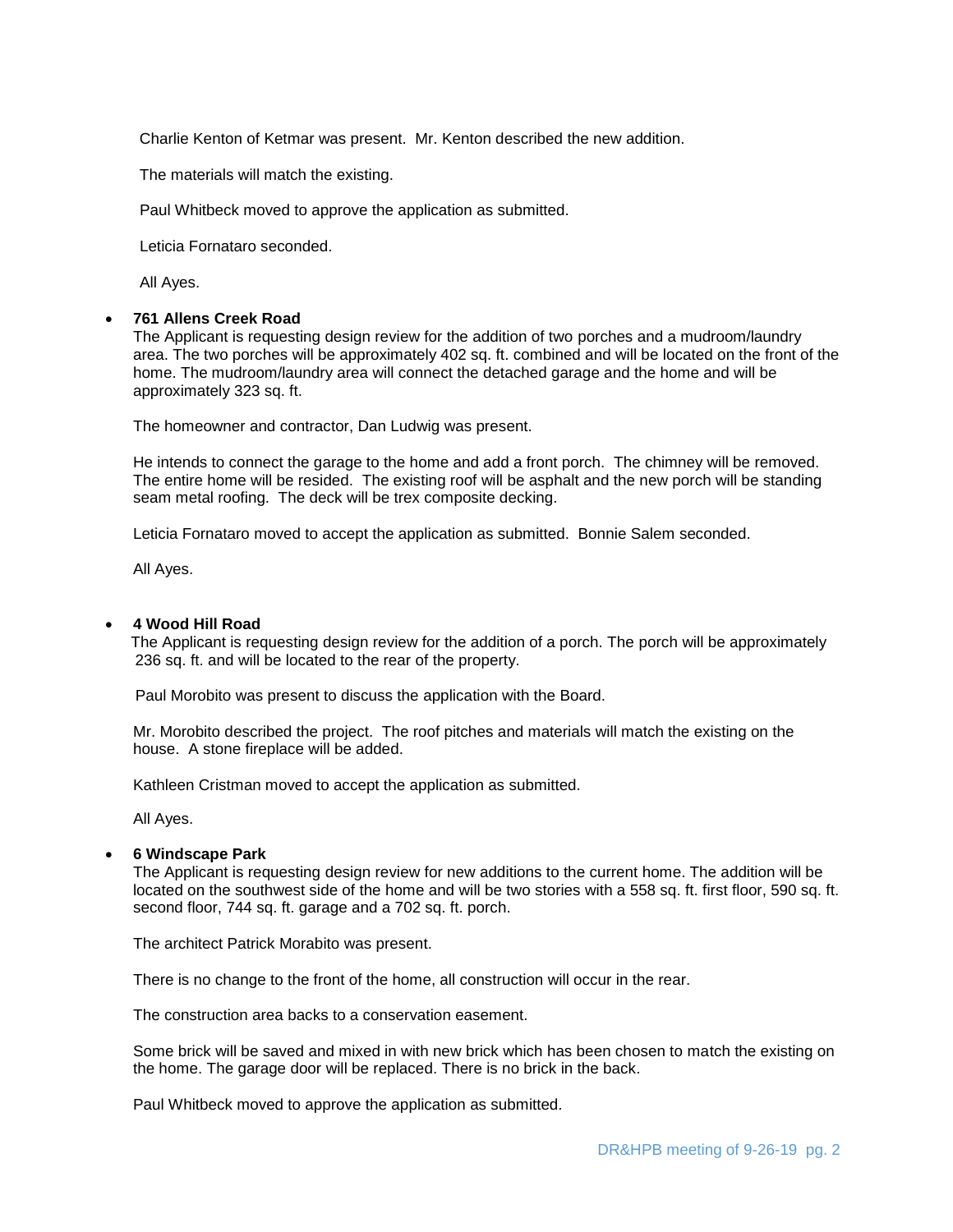Charlie Kenton of Ketmar was present. Mr. Kenton described the new addition.

The materials will match the existing.

Paul Whitbeck moved to approve the application as submitted.

Leticia Fornataro seconded.

All Ayes.

- **761 Allens Creek Road**
  The Applicant is requesting design review for the addition of two porches and a mudroom/laundry area. The two porches will be approximately 402 sq. ft. combined and will be located on the front of the home. The mudroom/laundry area will connect the detached garage and the home and will be approximately 323 sq. ft.

  The homeowner and contractor, Dan Ludwig was present.

  He intends to connect the garage to the home and add a front porch. The chimney will be removed. The entire home will be resided. The existing roof will be asphalt and the new porch will be standing seam metal roofing. The deck will be trex composite decking.

  Leticia Fornataro moved to accept the application as submitted. Bonnie Salem seconded.

  All Ayes.

- **4 Wood Hill Road**
  The Applicant is requesting design review for the addition of a porch. The porch will be approximately 236 sq. ft. and will be located to the rear of the property.

  Paul Morobito was present to discuss the application with the Board.

  Mr. Morobito described the project. The roof pitches and materials will match the existing on the house. A stone fireplace will be added.

  Kathleen Cristman moved to accept the application as submitted.

  All Ayes.

- **6 Windscape Park**
  The Applicant is requesting design review for new additions to the current home. The addition will be located on the southwest side of the home and will be two stories with a 558 sq. ft. first floor, 590 sq. ft. second floor, 744 sq. ft. garage and a 702 sq. ft. porch.

  The architect Patrick Morabito was present.

  There is no change to the front of the home, all construction will occur in the rear.

  The construction area backs to a conservation easement.

  Some brick will be saved and mixed in with new brick which has been chosen to match the existing on the home. The garage door will be replaced. There is no brick in the back.

  Paul Whitbeck moved to approve the application as submitted.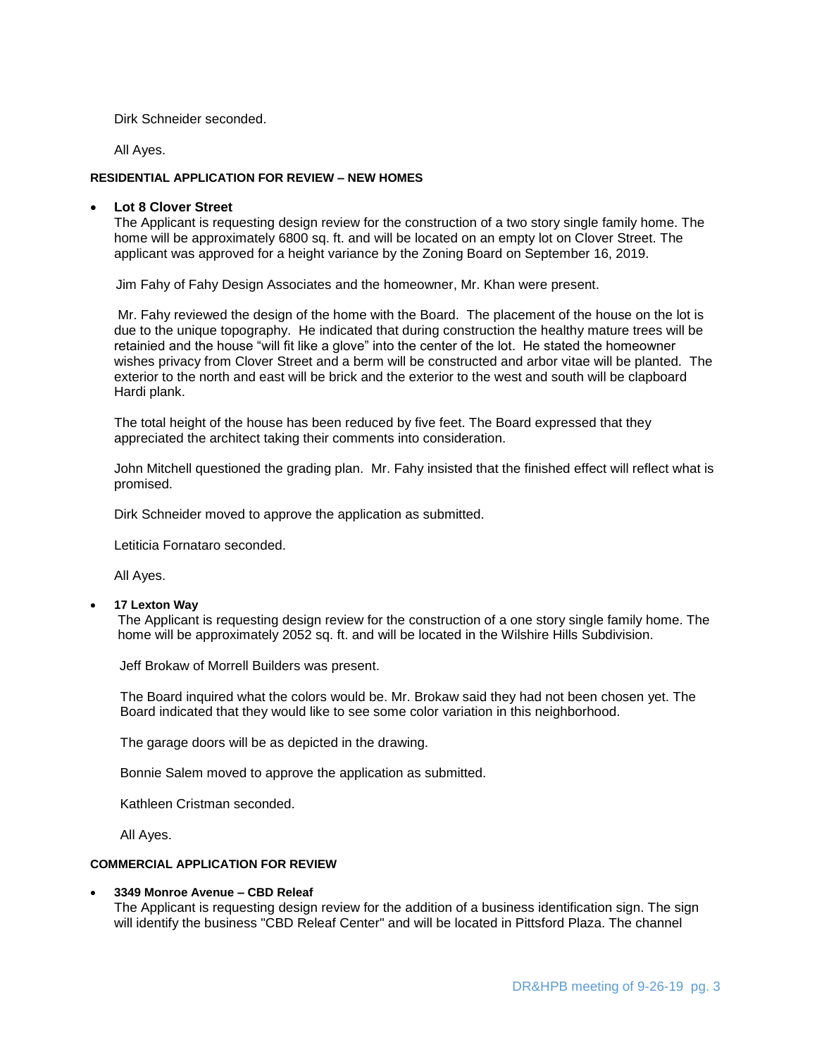Dirk Schneider seconded.

All Ayes.

**RESIDENTIAL APPLICATION FOR REVIEW – NEW HOMES**

- **Lot 8 Clover Street**

  The Applicant is requesting design review for the construction of a two story single family home. The home will be approximately 6800 sq. ft. and will be located on an empty lot on Clover Street. The applicant was approved for a height variance by the Zoning Board on September 16, 2019.

  Jim Fahy of Fahy Design Associates and the homeowner, Mr. Khan were present.

  Mr. Fahy reviewed the design of the home with the Board. The placement of the house on the lot is due to the unique topography. He indicated that during construction the healthy mature trees will be retainied and the house "will fit like a glove" into the center of the lot. He stated the homeowner wishes privacy from Clover Street and a berm will be constructed and arbor vitae will be planted. The exterior to the north and east will be brick and the exterior to the west and south will be clapboard Hardi plank.

  The total height of the house has been reduced by five feet. The Board expressed that they appreciated the architect taking their comments into consideration.

  John Mitchell questioned the grading plan. Mr. Fahy insisted that the finished effect will reflect what is promised.

  Dirk Schneider moved to approve the application as submitted.

  Letiticia Fornataro seconded.

  All Ayes.

- **17 Lexton Way**

  The Applicant is requesting design review for the construction of a one story single family home. The home will be approximately 2052 sq. ft. and will be located in the Wilshire Hills Subdivision.

  Jeff Brokaw of Morrell Builders was present.

  The Board inquired what the colors would be. Mr. Brokaw said they had not been chosen yet. The Board indicated that they would like to see some color variation in this neighborhood.

  The garage doors will be as depicted in the drawing.

  Bonnie Salem moved to approve the application as submitted.

  Kathleen Cristman seconded.

  All Ayes.

**COMMERCIAL APPLICATION FOR REVIEW**

- **3349 Monroe Avenue – CBD Releaf**

  The Applicant is requesting design review for the addition of a business identification sign. The sign will identify the business "CBD Releaf Center" and will be located in Pittsford Plaza. The channel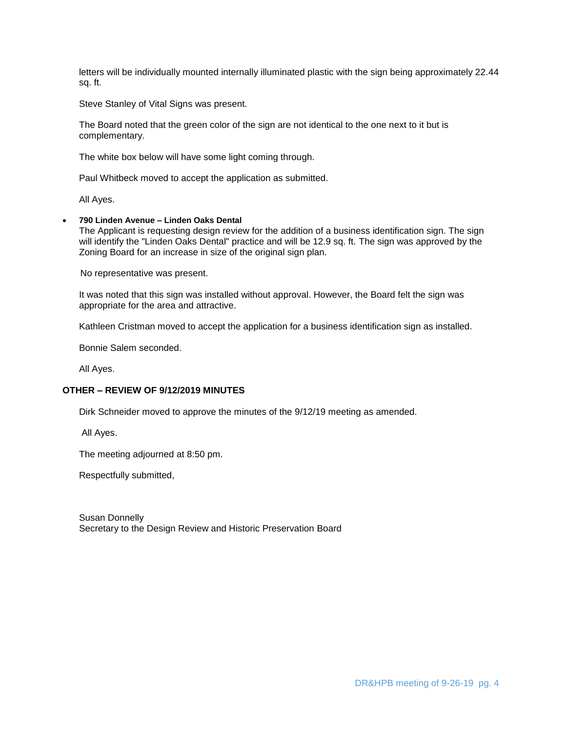letters will be individually mounted internally illuminated plastic with the sign being approximately 22.44 sq. ft.

Steve Stanley of Vital Signs was present.

The Board noted that the green color of the sign are not identical to the one next to it but is complementary.

The white box below will have some light coming through.

Paul Whitbeck moved to accept the application as submitted.

All Ayes.

- **790 Linden Avenue – Linden Oaks Dental**
  The Applicant is requesting design review for the addition of a business identification sign. The sign will identify the "Linden Oaks Dental" practice and will be 12.9 sq. ft. The sign was approved by the Zoning Board for an increase in size of the original sign plan.

  No representative was present.

  It was noted that this sign was installed without approval. However, the Board felt the sign was appropriate for the area and attractive.

  Kathleen Cristman moved to accept the application for a business identification sign as installed.

  Bonnie Salem seconded.

  All Ayes.

**OTHER – REVIEW OF 9/12/2019 MINUTES**

Dirk Schneider moved to approve the minutes of the 9/12/19 meeting as amended.

All Ayes.

The meeting adjourned at 8:50 pm.

Respectfully submitted,

Susan Donnelly
Secretary to the Design Review and Historic Preservation Board